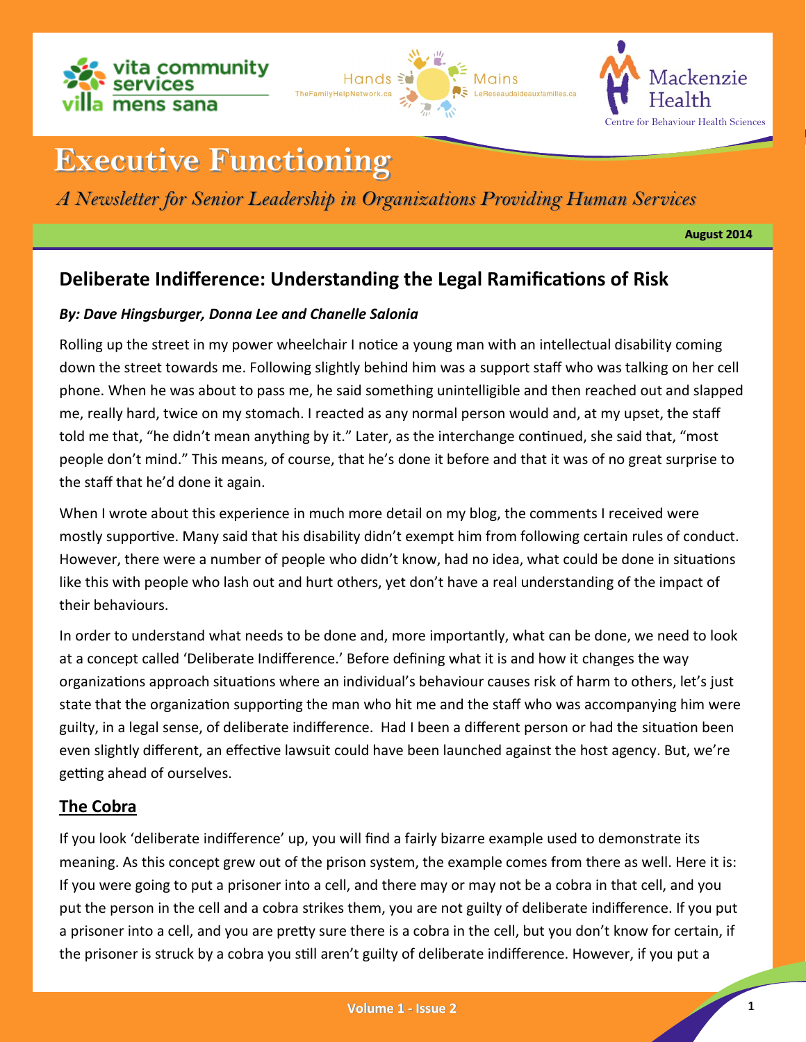# Executive Functioning

*A Newsletter for Senior Leadership in Organizations Providing Human Services*

**August 2014**

## Deliberate Indifference: Understanding the Legal Ramifications of Risk

***By: Dave Hingsburger, Donna Lee and Chanelle Salonia***

Rolling up the street in my power wheelchair I notice a young man with an intellectual disability coming down the street towards me. Following slightly behind him was a support staff who was talking on her cell phone. When he was about to pass me, he said something unintelligible and then reached out and slapped me, really hard, twice on my stomach. I reacted as any normal person would and, at my upset, the staff told me that, "he didn't mean anything by it." Later, as the interchange continued, she said that, "most people don't mind." This means, of course, that he's done it before and that it was of no great surprise to the staff that he'd done it again.

When I wrote about this experience in much more detail on my blog, the comments I received were mostly supportive. Many said that his disability didn't exempt him from following certain rules of conduct. However, there were a number of people who didn't know, had no idea, what could be done in situations like this with people who lash out and hurt others, yet don't have a real understanding of the impact of their behaviours.

In order to understand what needs to be done and, more importantly, what can be done, we need to look at a concept called 'Deliberate Indifference.' Before defining what it is and how it changes the way organizations approach situations where an individual's behaviour causes risk of harm to others, let's just state that the organization supporting the man who hit me and the staff who was accompanying him were guilty, in a legal sense, of deliberate indifference. Had I been a different person or had the situation been even slightly different, an effective lawsuit could have been launched against the host agency. But, we're getting ahead of ourselves.

### The Cobra

If you look 'deliberate indifference' up, you will find a fairly bizarre example used to demonstrate its meaning. As this concept grew out of the prison system, the example comes from there as well. Here it is: If you were going to put a prisoner into a cell, and there may or may not be a cobra in that cell, and you put the person in the cell and a cobra strikes them, you are not guilty of deliberate indifference. If you put a prisoner into a cell, and you are pretty sure there is a cobra in the cell, but you don't know for certain, if the prisoner is struck by a cobra you still aren't guilty of deliberate indifference. However, if you put a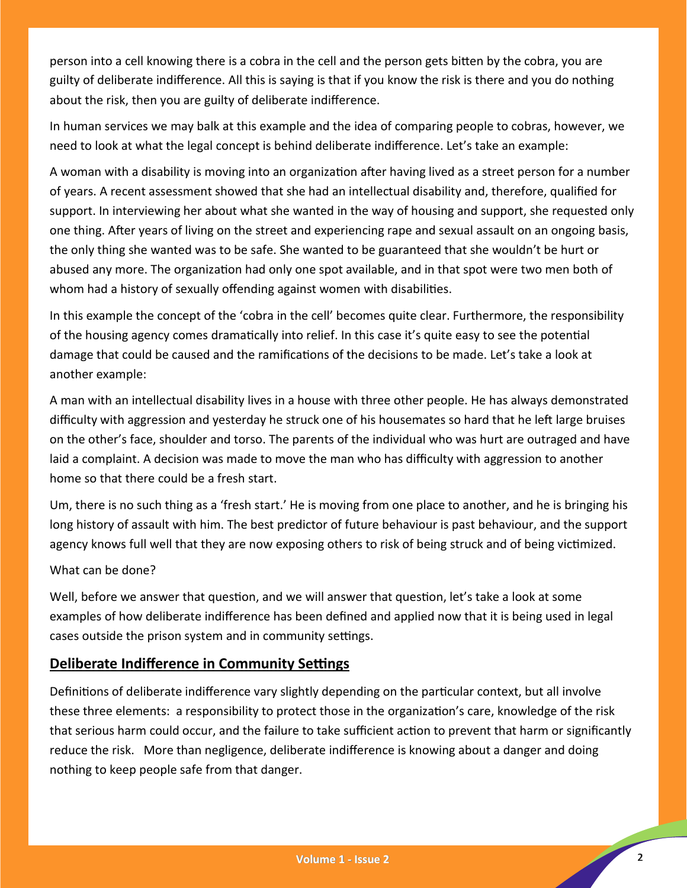person into a cell knowing there is a cobra in the cell and the person gets bitten by the cobra, you are guilty of deliberate indifference. All this is saying is that if you know the risk is there and you do nothing about the risk, then you are guilty of deliberate indifference.

In human services we may balk at this example and the idea of comparing people to cobras, however, we need to look at what the legal concept is behind deliberate indifference. Let's take an example:

A woman with a disability is moving into an organization after having lived as a street person for a number of years. A recent assessment showed that she had an intellectual disability and, therefore, qualified for support. In interviewing her about what she wanted in the way of housing and support, she requested only one thing. After years of living on the street and experiencing rape and sexual assault on an ongoing basis, the only thing she wanted was to be safe. She wanted to be guaranteed that she wouldn't be hurt or abused any more. The organization had only one spot available, and in that spot were two men both of whom had a history of sexually offending against women with disabilities.

In this example the concept of the 'cobra in the cell' becomes quite clear. Furthermore, the responsibility of the housing agency comes dramatically into relief. In this case it's quite easy to see the potential damage that could be caused and the ramifications of the decisions to be made. Let's take a look at another example:

A man with an intellectual disability lives in a house with three other people. He has always demonstrated difficulty with aggression and yesterday he struck one of his housemates so hard that he left large bruises on the other's face, shoulder and torso. The parents of the individual who was hurt are outraged and have laid a complaint. A decision was made to move the man who has difficulty with aggression to another home so that there could be a fresh start.

Um, there is no such thing as a 'fresh start.' He is moving from one place to another, and he is bringing his long history of assault with him. The best predictor of future behaviour is past behaviour, and the support agency knows full well that they are now exposing others to risk of being struck and of being victimized.

What can be done?

Well, before we answer that question, and we will answer that question, let's take a look at some examples of how deliberate indifference has been defined and applied now that it is being used in legal cases outside the prison system and in community settings.

## Deliberate Indifference in Community Settings

Definitions of deliberate indifference vary slightly depending on the particular context, but all involve these three elements: a responsibility to protect those in the organization's care, knowledge of the risk that serious harm could occur, and the failure to take sufficient action to prevent that harm or significantly reduce the risk. More than negligence, deliberate indifference is knowing about a danger and doing nothing to keep people safe from that danger.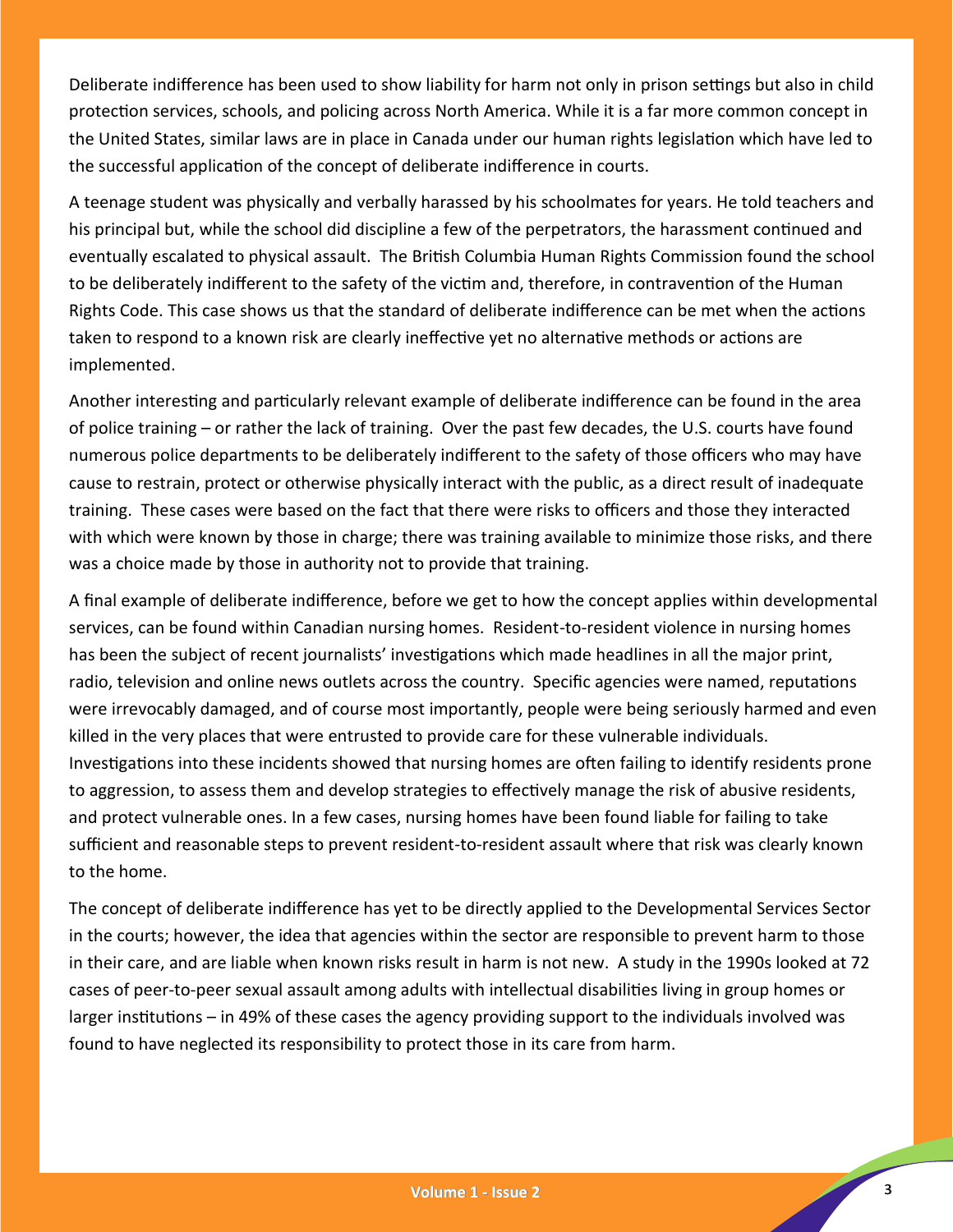Deliberate indifference has been used to show liability for harm not only in prison settings but also in child protection services, schools, and policing across North America. While it is a far more common concept in the United States, similar laws are in place in Canada under our human rights legislation which have led to the successful application of the concept of deliberate indifference in courts.

A teenage student was physically and verbally harassed by his schoolmates for years. He told teachers and his principal but, while the school did discipline a few of the perpetrators, the harassment continued and eventually escalated to physical assault. The British Columbia Human Rights Commission found the school to be deliberately indifferent to the safety of the victim and, therefore, in contravention of the Human Rights Code. This case shows us that the standard of deliberate indifference can be met when the actions taken to respond to a known risk are clearly ineffective yet no alternative methods or actions are implemented.

Another interesting and particularly relevant example of deliberate indifference can be found in the area of police training – or rather the lack of training. Over the past few decades, the U.S. courts have found numerous police departments to be deliberately indifferent to the safety of those officers who may have cause to restrain, protect or otherwise physically interact with the public, as a direct result of inadequate training. These cases were based on the fact that there were risks to officers and those they interacted with which were known by those in charge; there was training available to minimize those risks, and there was a choice made by those in authority not to provide that training.

A final example of deliberate indifference, before we get to how the concept applies within developmental services, can be found within Canadian nursing homes. Resident-to-resident violence in nursing homes has been the subject of recent journalists' investigations which made headlines in all the major print, radio, television and online news outlets across the country. Specific agencies were named, reputations were irrevocably damaged, and of course most importantly, people were being seriously harmed and even killed in the very places that were entrusted to provide care for these vulnerable individuals. Investigations into these incidents showed that nursing homes are often failing to identify residents prone to aggression, to assess them and develop strategies to effectively manage the risk of abusive residents, and protect vulnerable ones. In a few cases, nursing homes have been found liable for failing to take sufficient and reasonable steps to prevent resident-to-resident assault where that risk was clearly known to the home.

The concept of deliberate indifference has yet to be directly applied to the Developmental Services Sector in the courts; however, the idea that agencies within the sector are responsible to prevent harm to those in their care, and are liable when known risks result in harm is not new. A study in the 1990s looked at 72 cases of peer-to-peer sexual assault among adults with intellectual disabilities living in group homes or larger institutions – in 49% of these cases the agency providing support to the individuals involved was found to have neglected its responsibility to protect those in its care from harm.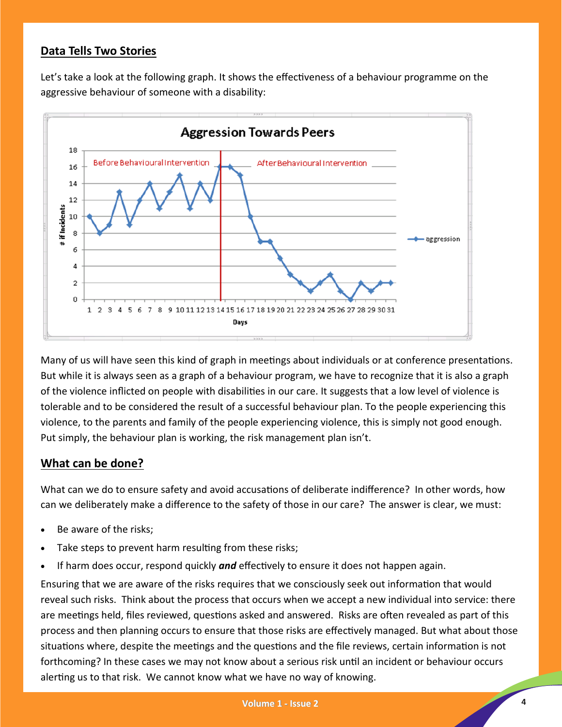## Data Tells Two Stories

Let's take a look at the following graph. It shows the effectiveness of a behaviour programme on the aggressive behaviour of someone with a disability:

Many of us will have seen this kind of graph in meetings about individuals or at conference presentations. But while it is always seen as a graph of a behaviour program, we have to recognize that it is also a graph of the violence inflicted on people with disabilities in our care. It suggests that a low level of violence is tolerable and to be considered the result of a successful behaviour plan. To the people experiencing this violence, to the parents and family of the people experiencing violence, this is simply not good enough. Put simply, the behaviour plan is working, the risk management plan isn't.

## What can be done?

What can we do to ensure safety and avoid accusations of deliberate indifference? In other words, how can we deliberately make a difference to the safety of those in our care? The answer is clear, we must:

- Be aware of the risks;
- Take steps to prevent harm resulting from these risks;
- If harm does occur, respond quickly ***and*** effectively to ensure it does not happen again.

Ensuring that we are aware of the risks requires that we consciously seek out information that would reveal such risks. Think about the process that occurs when we accept a new individual into service: there are meetings held, files reviewed, questions asked and answered. Risks are often revealed as part of this process and then planning occurs to ensure that those risks are effectively managed. But what about those situations where, despite the meetings and the questions and the file reviews, certain information is not forthcoming? In these cases we may not know about a serious risk until an incident or behaviour occurs alerting us to that risk. We cannot know what we have no way of knowing.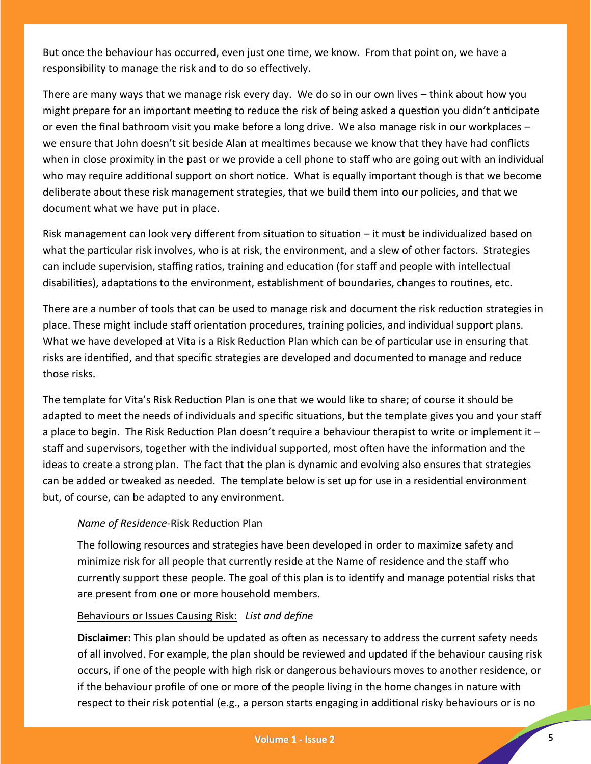But once the behaviour has occurred, even just one time, we know. From that point on, we have a responsibility to manage the risk and to do so effectively.

There are many ways that we manage risk every day. We do so in our own lives – think about how you might prepare for an important meeting to reduce the risk of being asked a question you didn't anticipate or even the final bathroom visit you make before a long drive. We also manage risk in our workplaces – we ensure that John doesn't sit beside Alan at mealtimes because we know that they have had conflicts when in close proximity in the past or we provide a cell phone to staff who are going out with an individual who may require additional support on short notice. What is equally important though is that we become deliberate about these risk management strategies, that we build them into our policies, and that we document what we have put in place.

Risk management can look very different from situation to situation – it must be individualized based on what the particular risk involves, who is at risk, the environment, and a slew of other factors. Strategies can include supervision, staffing ratios, training and education (for staff and people with intellectual disabilities), adaptations to the environment, establishment of boundaries, changes to routines, etc.

There are a number of tools that can be used to manage risk and document the risk reduction strategies in place. These might include staff orientation procedures, training policies, and individual support plans. What we have developed at Vita is a Risk Reduction Plan which can be of particular use in ensuring that risks are identified, and that specific strategies are developed and documented to manage and reduce those risks.

The template for Vita's Risk Reduction Plan is one that we would like to share; of course it should be adapted to meet the needs of individuals and specific situations, but the template gives you and your staff a place to begin. The Risk Reduction Plan doesn't require a behaviour therapist to write or implement it – staff and supervisors, together with the individual supported, most often have the information and the ideas to create a strong plan. The fact that the plan is dynamic and evolving also ensures that strategies can be added or tweaked as needed. The template below is set up for use in a residential environment but, of course, can be adapted to any environment.

> *Name of Residence*-Risk Reduction Plan
>
> The following resources and strategies have been developed in order to maximize safety and minimize risk for all people that currently reside at the Name of residence and the staff who currently support these people. The goal of this plan is to identify and manage potential risks that are present from one or more household members.
>
> Behaviours or Issues Causing Risk: *List and define*
>
> **Disclaimer:** This plan should be updated as often as necessary to address the current safety needs of all involved. For example, the plan should be reviewed and updated if the behaviour causing risk occurs, if one of the people with high risk or dangerous behaviours moves to another residence, or if the behaviour profile of one or more of the people living in the home changes in nature with respect to their risk potential (e.g., a person starts engaging in additional risky behaviours or is no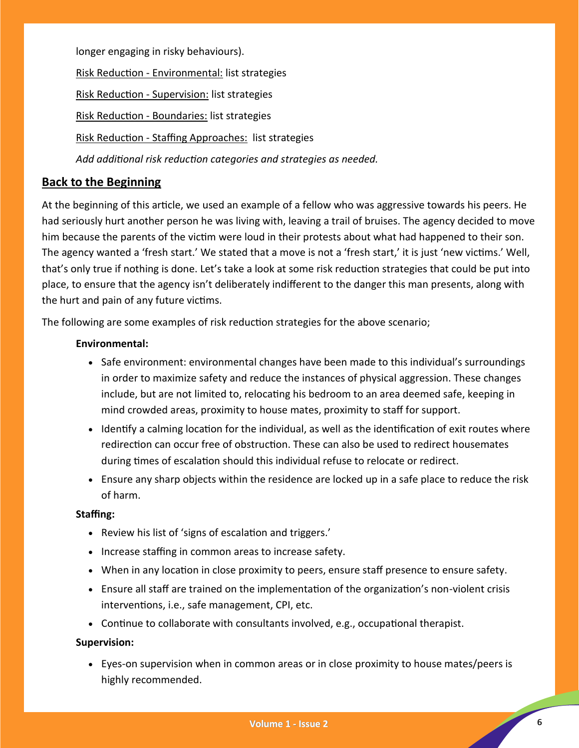longer engaging in risky behaviours).

Risk Reduction - Environmental: list strategies

Risk Reduction - Supervision: list strategies

Risk Reduction - Boundaries: list strategies

Risk Reduction - Staffing Approaches: list strategies

*Add additional risk reduction categories and strategies as needed.*

## Back to the Beginning

At the beginning of this article, we used an example of a fellow who was aggressive towards his peers. He had seriously hurt another person he was living with, leaving a trail of bruises. The agency decided to move him because the parents of the victim were loud in their protests about what had happened to their son. The agency wanted a 'fresh start.' We stated that a move is not a 'fresh start,' it is just 'new victims.' Well, that's only true if nothing is done. Let's take a look at some risk reduction strategies that could be put into place, to ensure that the agency isn't deliberately indifferent to the danger this man presents, along with the hurt and pain of any future victims.

The following are some examples of risk reduction strategies for the above scenario;

**Environmental:**

- Safe environment: environmental changes have been made to this individual's surroundings in order to maximize safety and reduce the instances of physical aggression. These changes include, but are not limited to, relocating his bedroom to an area deemed safe, keeping in mind crowded areas, proximity to house mates, proximity to staff for support.
- Identify a calming location for the individual, as well as the identification of exit routes where redirection can occur free of obstruction. These can also be used to redirect housemates during times of escalation should this individual refuse to relocate or redirect.
- Ensure any sharp objects within the residence are locked up in a safe place to reduce the risk of harm.

**Staffing:**

- Review his list of 'signs of escalation and triggers.'
- Increase staffing in common areas to increase safety.
- When in any location in close proximity to peers, ensure staff presence to ensure safety.
- Ensure all staff are trained on the implementation of the organization's non-violent crisis interventions, i.e., safe management, CPI, etc.
- Continue to collaborate with consultants involved, e.g., occupational therapist.

**Supervision:**

- Eyes-on supervision when in common areas or in close proximity to house mates/peers is highly recommended.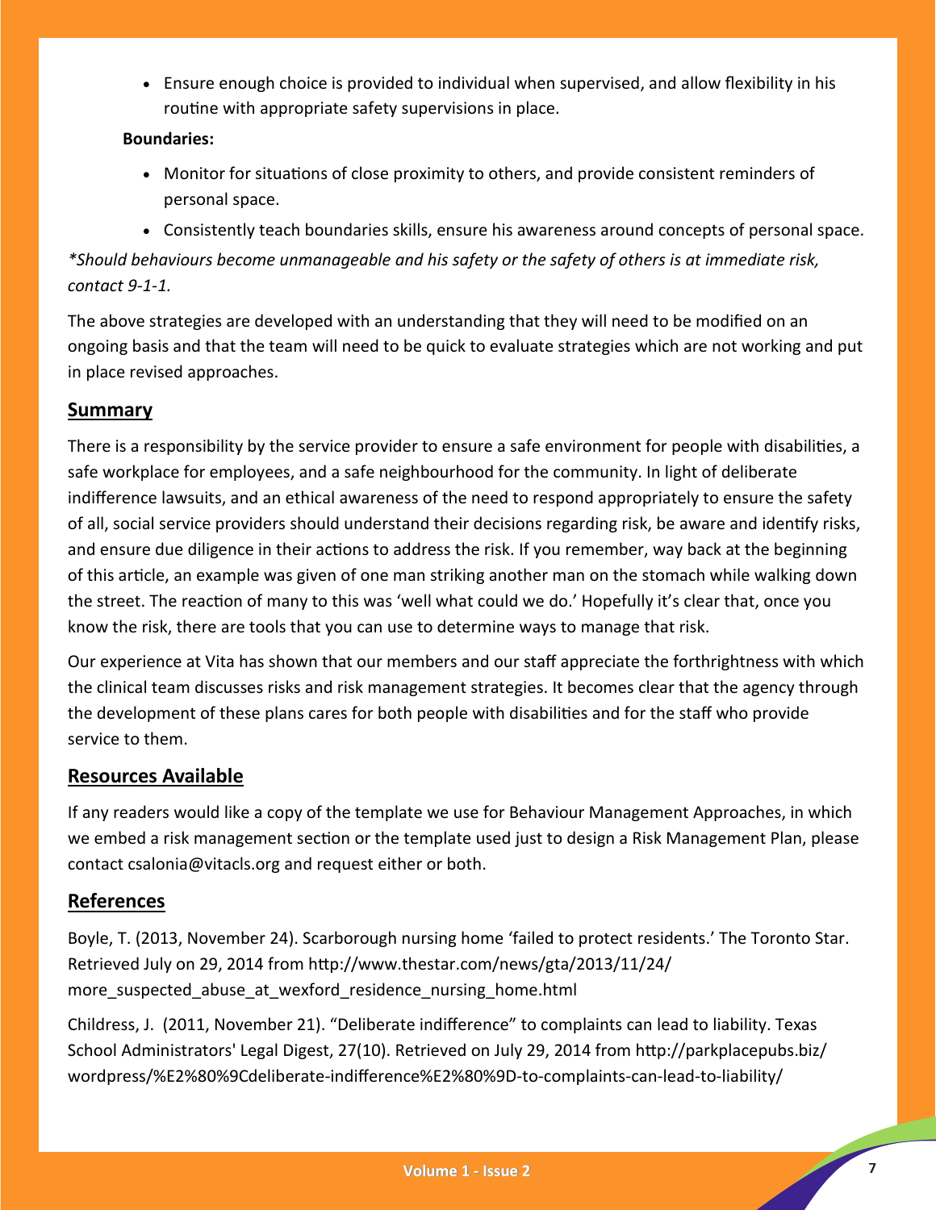- Ensure enough choice is provided to individual when supervised, and allow flexibility in his routine with appropriate safety supervisions in place.

**Boundaries:**

- Monitor for situations of close proximity to others, and provide consistent reminders of personal space.
- Consistently teach boundaries skills, ensure his awareness around concepts of personal space.

*\*Should behaviours become unmanageable and his safety or the safety of others is at immediate risk, contact 9-1-1.*

The above strategies are developed with an understanding that they will need to be modified on an ongoing basis and that the team will need to be quick to evaluate strategies which are not working and put in place revised approaches.

## Summary

There is a responsibility by the service provider to ensure a safe environment for people with disabilities, a safe workplace for employees, and a safe neighbourhood for the community. In light of deliberate indifference lawsuits, and an ethical awareness of the need to respond appropriately to ensure the safety of all, social service providers should understand their decisions regarding risk, be aware and identify risks, and ensure due diligence in their actions to address the risk. If you remember, way back at the beginning of this article, an example was given of one man striking another man on the stomach while walking down the street. The reaction of many to this was 'well what could we do.' Hopefully it's clear that, once you know the risk, there are tools that you can use to determine ways to manage that risk.

Our experience at Vita has shown that our members and our staff appreciate the forthrightness with which the clinical team discusses risks and risk management strategies. It becomes clear that the agency through the development of these plans cares for both people with disabilities and for the staff who provide service to them.

## Resources Available

If any readers would like a copy of the template we use for Behaviour Management Approaches, in which we embed a risk management section or the template used just to design a Risk Management Plan, please contact csalonia@vitacls.org and request either or both.

## References

Boyle, T. (2013, November 24). Scarborough nursing home 'failed to protect residents.' The Toronto Star. Retrieved July on 29, 2014 from http://www.thestar.com/news/gta/2013/11/24/more_suspected_abuse_at_wexford_residence_nursing_home.html

Childress, J. (2011, November 21). "Deliberate indifference" to complaints can lead to liability. Texas School Administrators' Legal Digest, 27(10). Retrieved on July 29, 2014 from http://parkplacepubs.biz/wordpress/%E2%80%9Cdeliberate-indifference%E2%80%9D-to-complaints-can-lead-to-liability/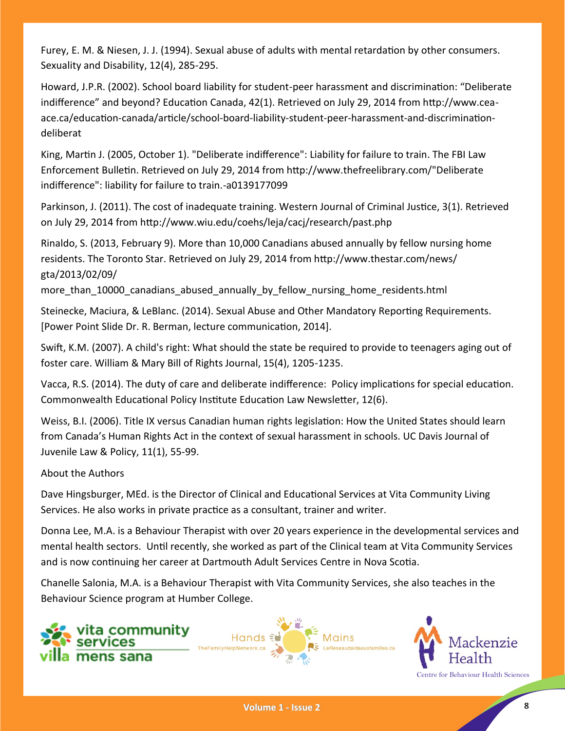Furey, E. M. & Niesen, J. J. (1994). Sexual abuse of adults with mental retardation by other consumers. Sexuality and Disability, 12(4), 285-295.

Howard, J.P.R. (2002). School board liability for student-peer harassment and discrimination: "Deliberate indifference" and beyond? Education Canada, 42(1). Retrieved on July 29, 2014 from http://www.cea-ace.ca/education-canada/article/school-board-liability-student-peer-harassment-and-discrimination-deliberat

King, Martin J. (2005, October 1). "Deliberate indifference": Liability for failure to train. The FBI Law Enforcement Bulletin. Retrieved on July 29, 2014 from http://www.thefreelibrary.com/"Deliberate indifference": liability for failure to train.-a0139177099

Parkinson, J. (2011). The cost of inadequate training. Western Journal of Criminal Justice, 3(1). Retrieved on July 29, 2014 from http://www.wiu.edu/coehs/leja/cacj/research/past.php

Rinaldo, S. (2013, February 9). More than 10,000 Canadians abused annually by fellow nursing home residents. The Toronto Star. Retrieved on July 29, 2014 from http://www.thestar.com/news/gta/2013/02/09/more_than_10000_canadians_abused_annually_by_fellow_nursing_home_residents.html

Steinecke, Maciura, & LeBlanc. (2014). Sexual Abuse and Other Mandatory Reporting Requirements. [Power Point Slide Dr. R. Berman, lecture communication, 2014].

Swift, K.M. (2007). A child's right: What should the state be required to provide to teenagers aging out of foster care. William & Mary Bill of Rights Journal, 15(4), 1205-1235.

Vacca, R.S. (2014). The duty of care and deliberate indifference: Policy implications for special education. Commonwealth Educational Policy Institute Education Law Newsletter, 12(6).

Weiss, B.I. (2006). Title IX versus Canadian human rights legislation: How the United States should learn from Canada's Human Rights Act in the context of sexual harassment in schools. UC Davis Journal of Juvenile Law & Policy, 11(1), 55-99.

About the Authors

Dave Hingsburger, MEd. is the Director of Clinical and Educational Services at Vita Community Living Services. He also works in private practice as a consultant, trainer and writer.

Donna Lee, M.A. is a Behaviour Therapist with over 20 years experience in the developmental services and mental health sectors. Until recently, she worked as part of the Clinical team at Vita Community Services and is now continuing her career at Dartmouth Adult Services Centre in Nova Scotia.

Chanelle Salonia, M.A. is a Behaviour Therapist with Vita Community Services, she also teaches in the Behaviour Science program at Humber College.

vita community services
villa mens sana

Hands TheFamilyHelpNetwork.ca
Mains LeReseaudaideauxfamilles.ca

Mackenzie Health
Centre for Behaviour Health Sciences